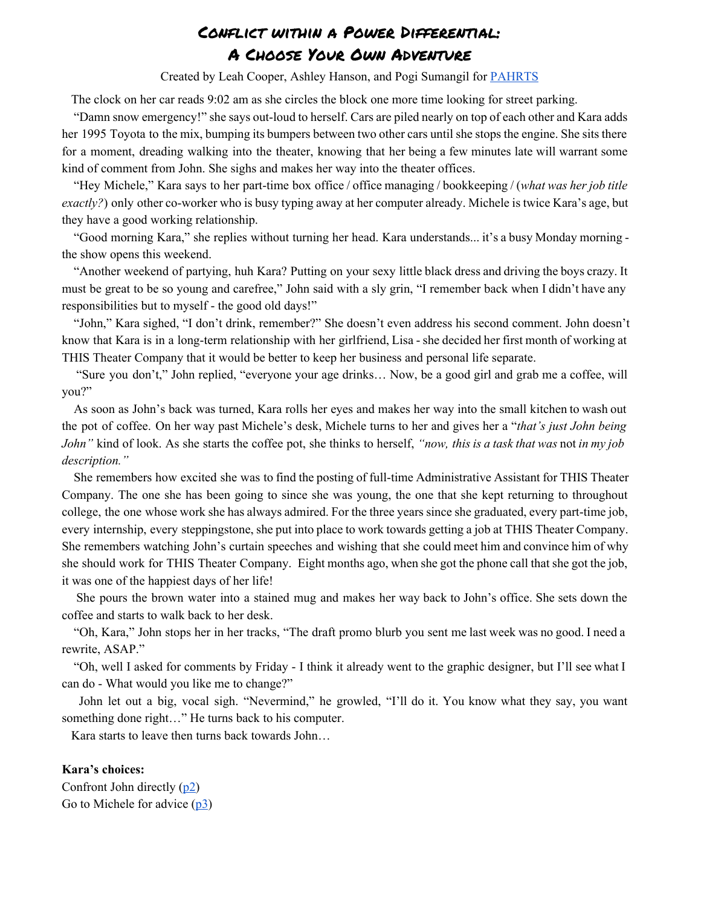# Conflict within a Power Differential: A Choose Your Own Adventure

Created by Leah Cooper, Ashley Hanson, and Pogi Sumangil for PAHRTS

The clock on her car reads 9:02 am as she circles the block one more time looking for street parking.

"Damn snow emergency!" she says out-loud to herself. Cars are piled nearly on top of each other and Kara adds her 1995 Toyota to the mix, bumping its bumpers between two other cars until she stops the engine. She sits there for a moment, dreading walking into the theater, knowing that her being a few minutes late will warrant some kind of comment from John. She sighs and makes her way into the theater offices.

"Hey Michele," Kara says to her part-time box office / office managing / bookkeeping / (*what was her job title exactly?*) only other co-worker who is busy typing away at her computer already. Michele is twice Kara's age, but they have a good working relationship.

"Good morning Kara," she replies without turning her head. Kara understands... it's a busy Monday morning - the show opens this weekend.

"Another weekend of partying, huh Kara? Putting on your sexy little black dress and driving the boys crazy. It must be great to be so young and carefree," John said with a sly grin, "I remember back when I didn't have any responsibilities but to myself - the good old days!"

"John," Kara sighed, "I don't drink, remember?" She doesn't even address his second comment. John doesn't know that Kara is in a long-term relationship with her girlfriend, Lisa - she decided her first month of working at THIS Theater Company that it would be better to keep her business and personal life separate.

"Sure you don't," John replied, "everyone your age drinks… Now, be a good girl and grab me a coffee, will you?"

As soon as John's back was turned, Kara rolls her eyes and makes her way into the small kitchen to wash out the pot of coffee. On her way past Michele's desk, Michele turns to her and gives her a "*that's just John being John"* kind of look. As she starts the coffee pot, she thinks to herself, *"now, this is a task that was* not *in my job description."*

She remembers how excited she was to find the posting of full-time Administrative Assistant for THIS Theater Company. The one she has been going to since she was young, the one that she kept returning to throughout college, the one whose work she has always admired. For the three years since she graduated, every part-time job, every internship, every steppingstone, she put into place to work towards getting a job at THIS Theater Company. She remembers watching John's curtain speeches and wishing that she could meet him and convince him of why she should work for THIS Theater Company. Eight months ago, when she got the phone call that she got the job, it was one of the happiest days of her life!

She pours the brown water into a stained mug and makes her way back to John's office. She sets down the coffee and starts to walk back to her desk.

"Oh, Kara," John stops her in her tracks, "The draft promo blurb you sent me last week was no good. I need a rewrite, ASAP."

"Oh, well I asked for comments by Friday - I think it already went to the graphic designer, but I'll see what I can do - What would you like me to change?"

John let out a big, vocal sigh. "Nevermind," he growled, "I'll do it. You know what they say, you want something done right…" He turns back to his computer.

Kara starts to leave then turns back towards John…

**Kara's choices:**

Confront John directly (p2)

Go to Michele for advice (p3)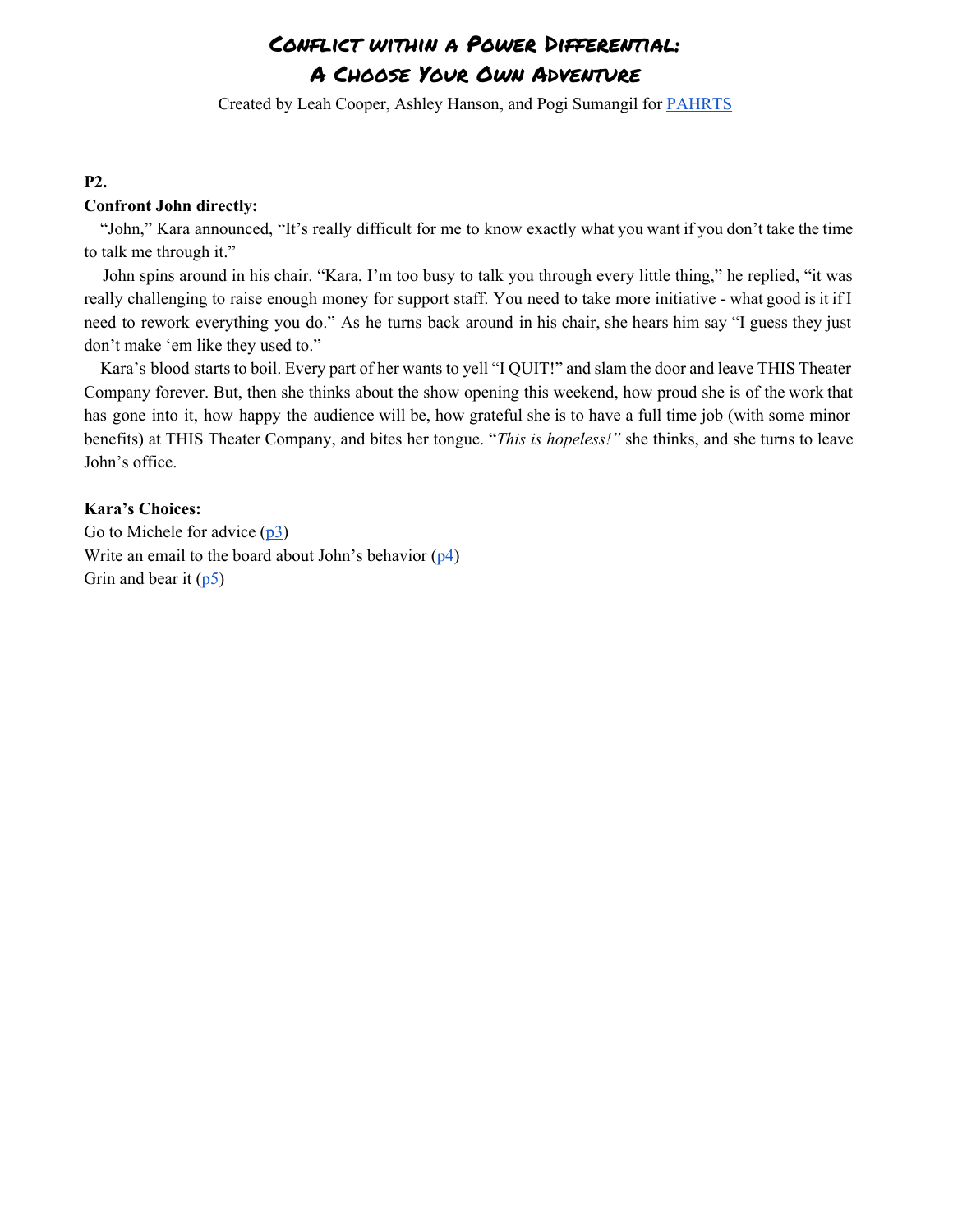# Conflict within a Power Differential:
# A Choose Your Own Adventure

Created by Leah Cooper, Ashley Hanson, and Pogi Sumangil for [PAHRTS]

**P2.**

**Confront John directly:**

"John," Kara announced, "It's really difficult for me to know exactly what you want if you don't take the time to talk me through it."

John spins around in his chair. "Kara, I'm too busy to talk you through every little thing," he replied, "it was really challenging to raise enough money for support staff. You need to take more initiative - what good is it if I need to rework everything you do." As he turns back around in his chair, she hears him say "I guess they just don't make 'em like they used to."

Kara's blood starts to boil. Every part of her wants to yell "I QUIT!" and slam the door and leave THIS Theater Company forever. But, then she thinks about the show opening this weekend, how proud she is of the work that has gone into it, how happy the audience will be, how grateful she is to have a full time job (with some minor benefits) at THIS Theater Company, and bites her tongue. "*This is hopeless!"* she thinks, and she turns to leave John's office.

**Kara's Choices:**

Go to Michele for advice (p3)
Write an email to the board about John's behavior (p4)
Grin and bear it (p5)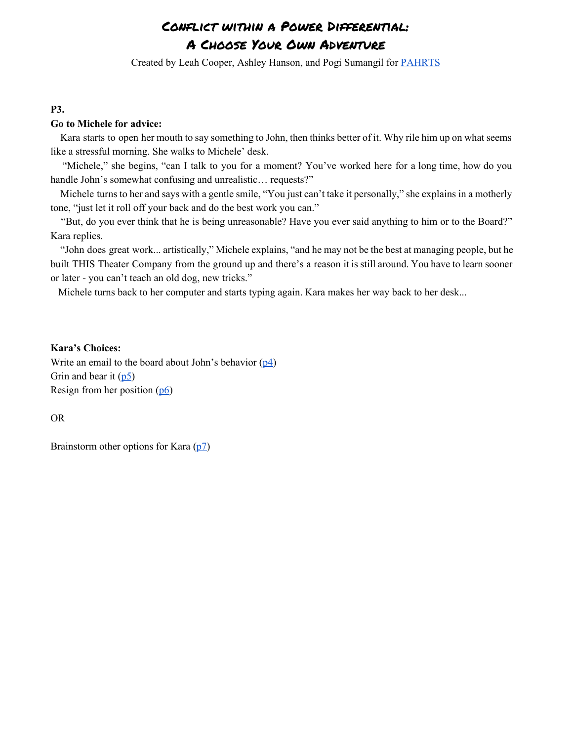# Conflict within a Power Differential:
# A Choose Your Own Adventure

Created by Leah Cooper, Ashley Hanson, and Pogi Sumangil for PAHRTS

**P3.**

**Go to Michele for advice:**

Kara starts to open her mouth to say something to John, then thinks better of it. Why rile him up on what seems like a stressful morning. She walks to Michele' desk.

"Michele," she begins, "can I talk to you for a moment? You've worked here for a long time, how do you handle John's somewhat confusing and unrealistic… requests?"

Michele turns to her and says with a gentle smile, "You just can't take it personally," she explains in a motherly tone, "just let it roll off your back and do the best work you can."

"But, do you ever think that he is being unreasonable? Have you ever said anything to him or to the Board?" Kara replies.

"John does great work... artistically," Michele explains, "and he may not be the best at managing people, but he built THIS Theater Company from the ground up and there's a reason it is still around. You have to learn sooner or later - you can't teach an old dog, new tricks."

Michele turns back to her computer and starts typing again. Kara makes her way back to her desk...

**Kara's Choices:**

Write an email to the board about John's behavior (p4)

Grin and bear it (p5)

Resign from her position (p6)

OR

Brainstorm other options for Kara (p7)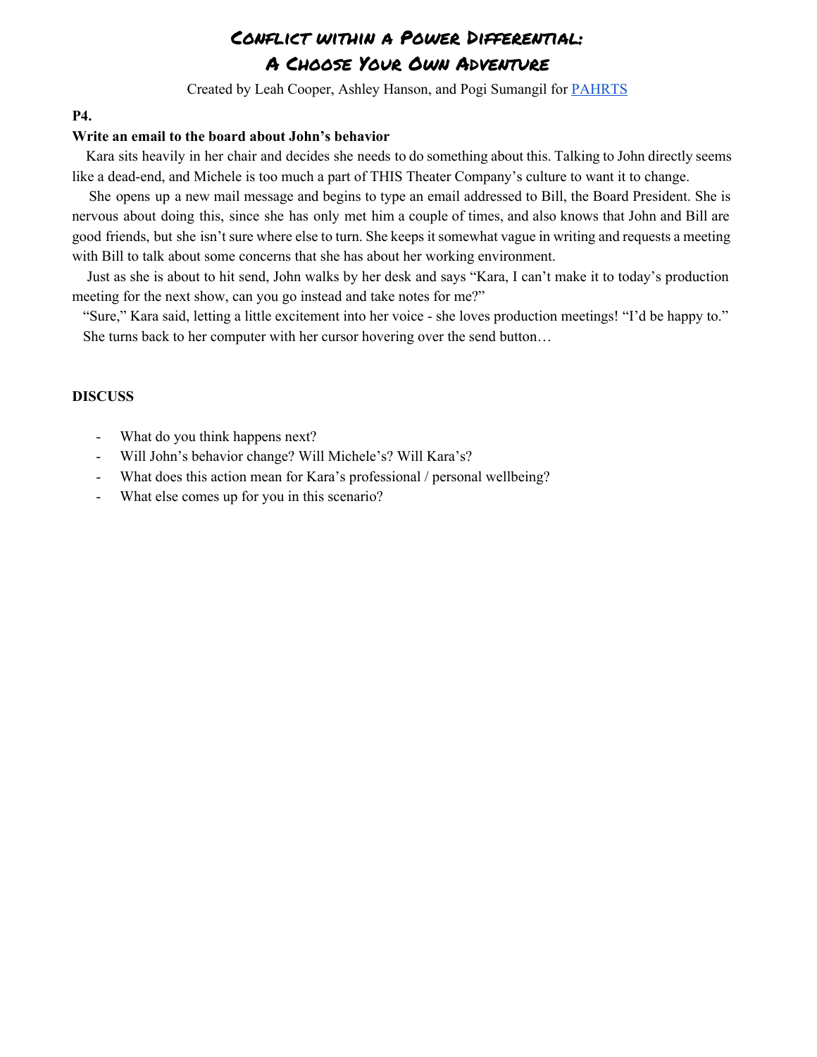# Conflict within a Power Differential: A Choose Your Own Adventure

Created by Leah Cooper, Ashley Hanson, and Pogi Sumangil for PAHRTS

**P4.**

**Write an email to the board about John's behavior**

Kara sits heavily in her chair and decides she needs to do something about this. Talking to John directly seems like a dead-end, and Michele is too much a part of THIS Theater Company's culture to want it to change.

She opens up a new mail message and begins to type an email addressed to Bill, the Board President. She is nervous about doing this, since she has only met him a couple of times, and also knows that John and Bill are good friends, but she isn't sure where else to turn. She keeps it somewhat vague in writing and requests a meeting with Bill to talk about some concerns that she has about her working environment.

Just as she is about to hit send, John walks by her desk and says "Kara, I can't make it to today's production meeting for the next show, can you go instead and take notes for me?"

"Sure," Kara said, letting a little excitement into her voice - she loves production meetings! "I'd be happy to."

She turns back to her computer with her cursor hovering over the send button…

**DISCUSS**

- What do you think happens next?
- Will John's behavior change? Will Michele's? Will Kara's?
- What does this action mean for Kara's professional / personal wellbeing?
- What else comes up for you in this scenario?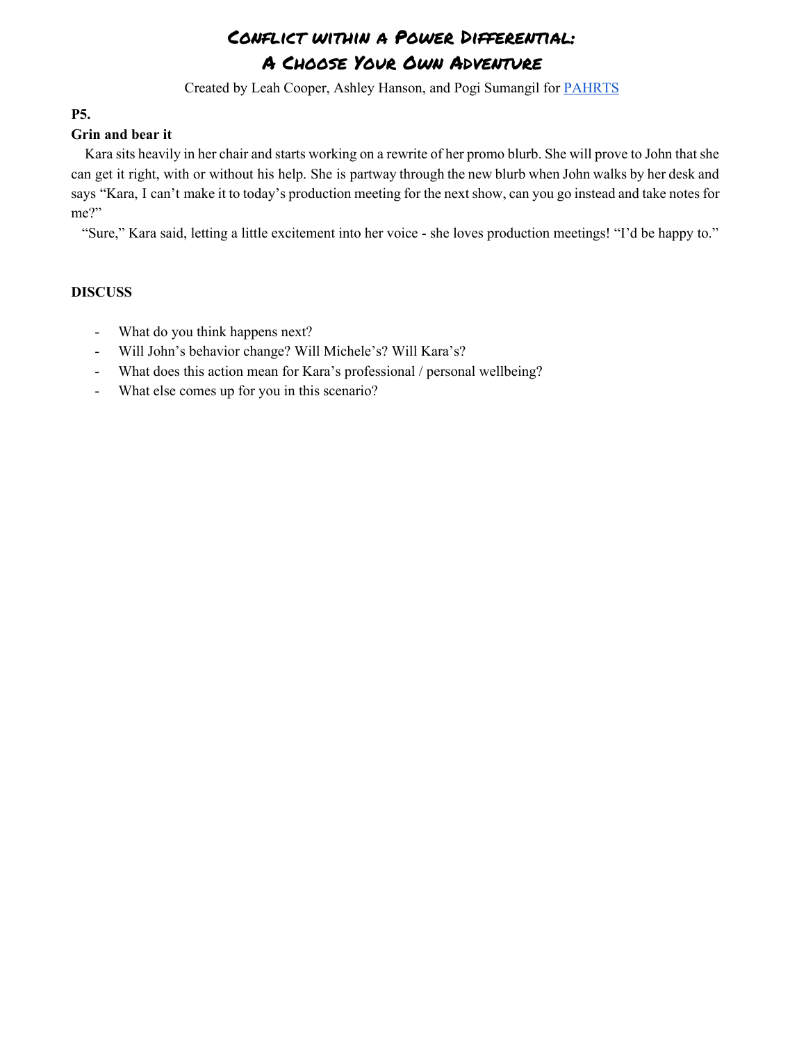# Conflict within a Power Differential: A Choose Your Own Adventure

Created by Leah Cooper, Ashley Hanson, and Pogi Sumangil for [PAHRTS](PAHRTS)

**P5.**

**Grin and bear it**

Kara sits heavily in her chair and starts working on a rewrite of her promo blurb. She will prove to John that she can get it right, with or without his help. She is partway through the new blurb when John walks by her desk and says "Kara, I can't make it to today's production meeting for the next show, can you go instead and take notes for me?"

"Sure," Kara said, letting a little excitement into her voice - she loves production meetings! "I'd be happy to."

**DISCUSS**

- What do you think happens next?
- Will John's behavior change? Will Michele's? Will Kara's?
- What does this action mean for Kara's professional / personal wellbeing?
- What else comes up for you in this scenario?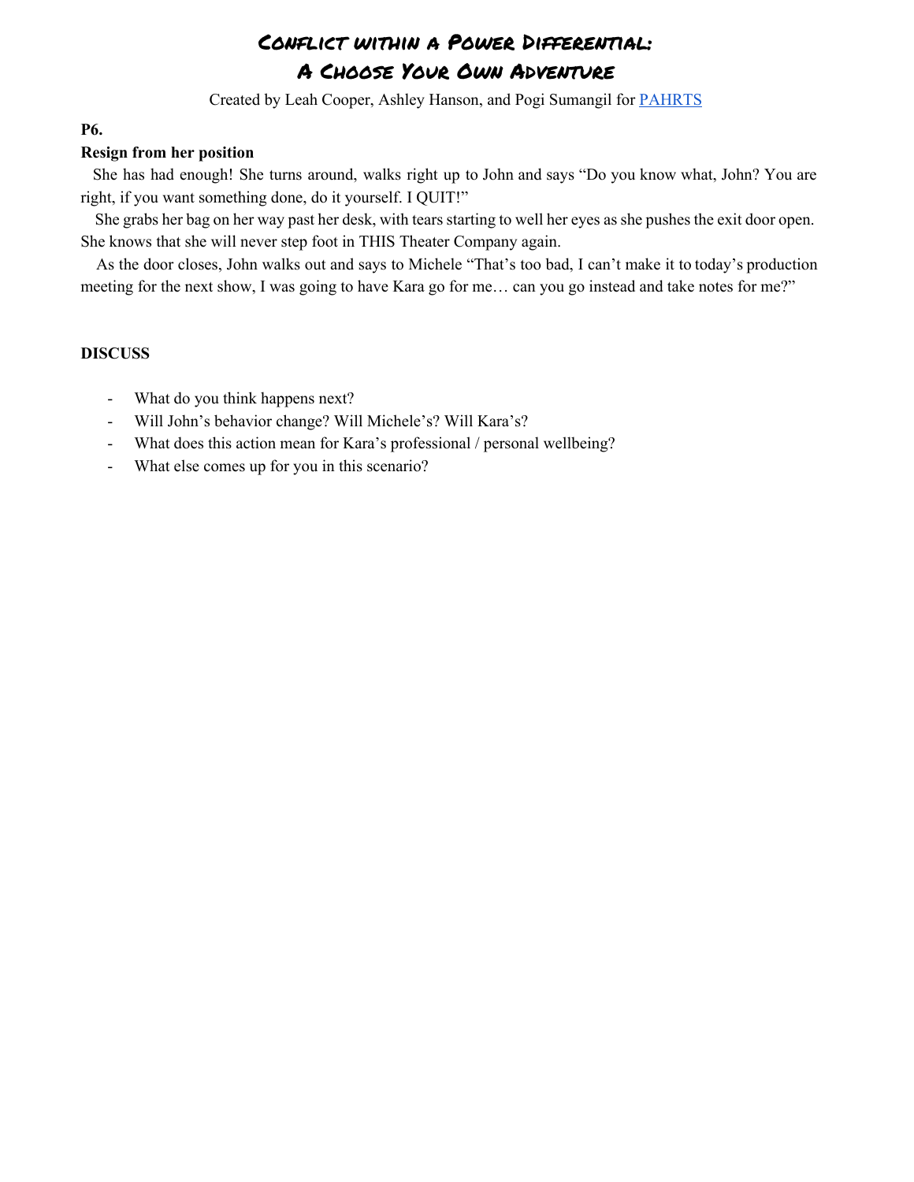# Conflict within a Power Differential:
# A Choose Your Own Adventure

Created by Leah Cooper, Ashley Hanson, and Pogi Sumangil for PAHRTS

**P6.**

**Resign from her position**

She has had enough! She turns around, walks right up to John and says "Do you know what, John? You are right, if you want something done, do it yourself. I QUIT!"

She grabs her bag on her way past her desk, with tears starting to well her eyes as she pushes the exit door open. She knows that she will never step foot in THIS Theater Company again.

As the door closes, John walks out and says to Michele "That's too bad, I can't make it to today's production meeting for the next show, I was going to have Kara go for me… can you go instead and take notes for me?"

**DISCUSS**

- What do you think happens next?
- Will John's behavior change? Will Michele's? Will Kara's?
- What does this action mean for Kara's professional / personal wellbeing?
- What else comes up for you in this scenario?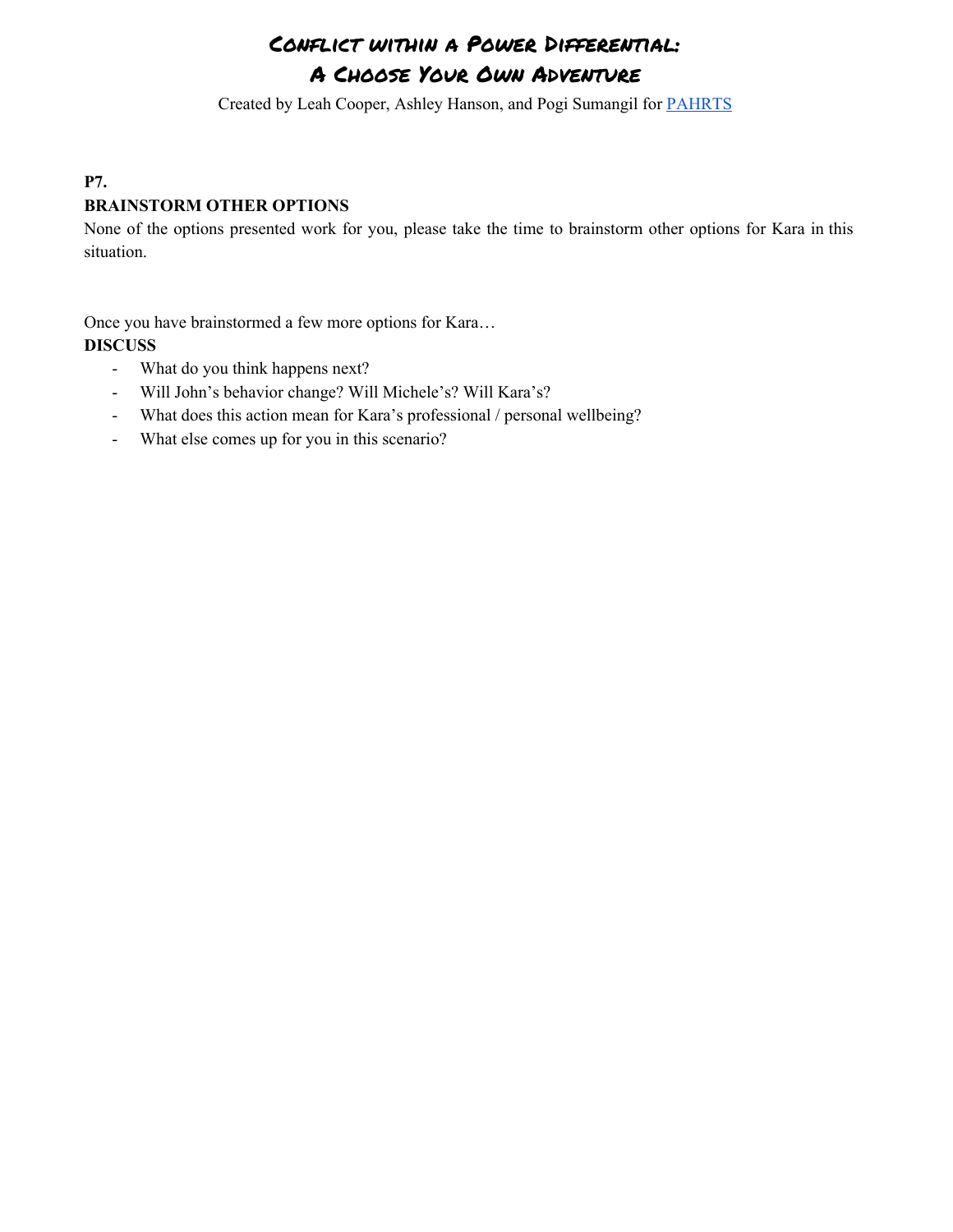# Conflict within a Power Differential:
# A Choose Your Own Adventure

Created by Leah Cooper, Ashley Hanson, and Pogi Sumangil for PAHRTS

**P7.**

**BRAINSTORM OTHER OPTIONS**

None of the options presented work for you, please take the time to brainstorm other options for Kara in this situation.

Once you have brainstormed a few more options for Kara…

**DISCUSS**

- What do you think happens next?
- Will John's behavior change? Will Michele's? Will Kara's?
- What does this action mean for Kara's professional / personal wellbeing?
- What else comes up for you in this scenario?